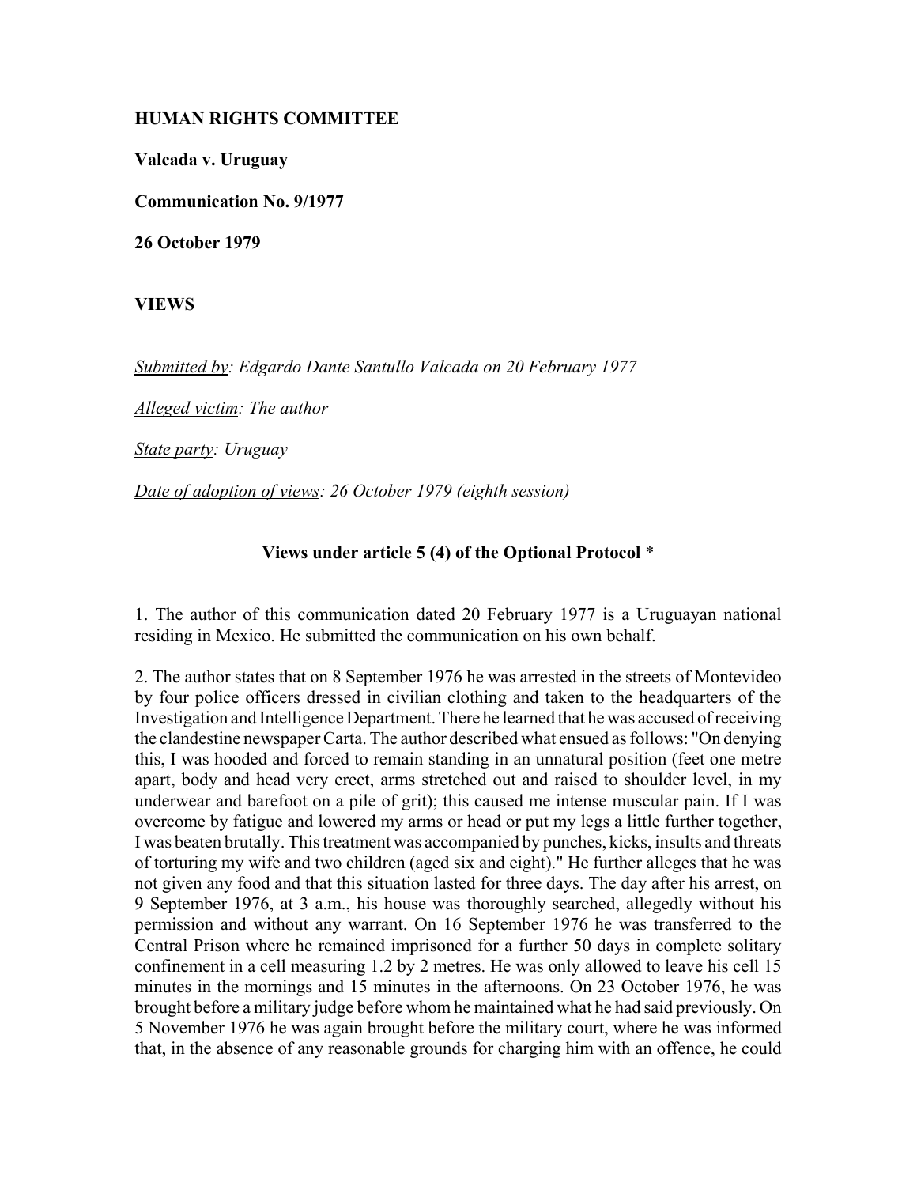**HUMAN RIGHTS COMMITTEE**

**Valcada v. Uruguay**

**Communication No. 9/1977**

**26 October 1979**

**VIEWS**

*Submitted by: Edgardo Dante Santullo Valcada on 20 February 1977*

*Alleged victim: The author*

*State party: Uruguay*

*Date of adoption of views: 26 October 1979 (eighth session)*

**Views under article 5 (4) of the Optional Protocol** *

1. The author of this communication dated 20 February 1977 is a Uruguayan national residing in Mexico. He submitted the communication on his own behalf.

2. The author states that on 8 September 1976 he was arrested in the streets of Montevideo by four police officers dressed in civilian clothing and taken to the headquarters of the Investigation and Intelligence Department. There he learned that he was accused of receiving the clandestine newspaper Carta. The author described what ensued as follows: "On denying this, I was hooded and forced to remain standing in an unnatural position (feet one metre apart, body and head very erect, arms stretched out and raised to shoulder level, in my underwear and barefoot on a pile of grit); this caused me intense muscular pain. If I was overcome by fatigue and lowered my arms or head or put my legs a little further together, I was beaten brutally. This treatment was accompanied by punches, kicks, insults and threats of torturing my wife and two children (aged six and eight)." He further alleges that he was not given any food and that this situation lasted for three days. The day after his arrest, on 9 September 1976, at 3 a.m., his house was thoroughly searched, allegedly without his permission and without any warrant. On 16 September 1976 he was transferred to the Central Prison where he remained imprisoned for a further 50 days in complete solitary confinement in a cell measuring 1.2 by 2 metres. He was only allowed to leave his cell 15 minutes in the mornings and 15 minutes in the afternoons. On 23 October 1976, he was brought before a military judge before whom he maintained what he had said previously. On 5 November 1976 he was again brought before the military court, where he was informed that, in the absence of any reasonable grounds for charging him with an offence, he could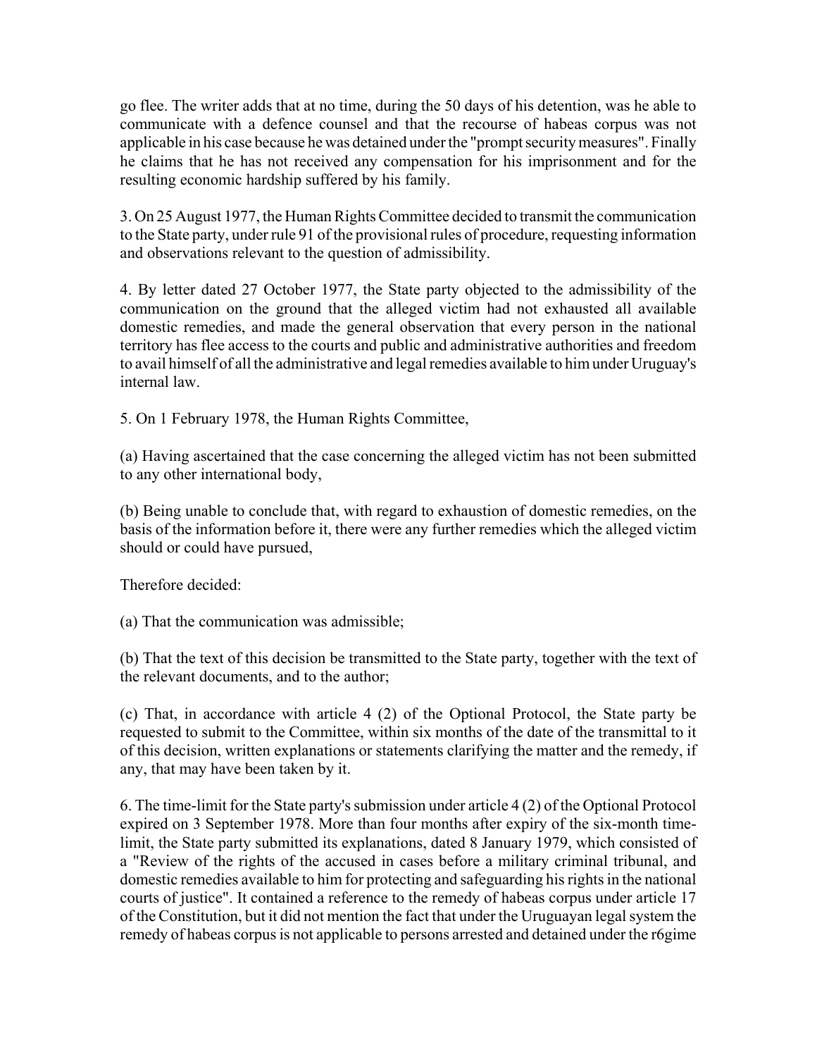go flee. The writer adds that at no time, during the 50 days of his detention, was he able to communicate with a defence counsel and that the recourse of habeas corpus was not applicable in his case because he was detained under the "prompt security measures". Finally he claims that he has not received any compensation for his imprisonment and for the resulting economic hardship suffered by his family.

3. On 25 August 1977, the Human Rights Committee decided to transmit the communication to the State party, under rule 91 of the provisional rules of procedure, requesting information and observations relevant to the question of admissibility.

4. By letter dated 27 October 1977, the State party objected to the admissibility of the communication on the ground that the alleged victim had not exhausted all available domestic remedies, and made the general observation that every person in the national territory has flee access to the courts and public and administrative authorities and freedom to avail himself of all the administrative and legal remedies available to him under Uruguay's internal law.

5. On 1 February 1978, the Human Rights Committee,

(a) Having ascertained that the case concerning the alleged victim has not been submitted to any other international body,

(b) Being unable to conclude that, with regard to exhaustion of domestic remedies, on the basis of the information before it, there were any further remedies which the alleged victim should or could have pursued,

Therefore decided:

(a) That the communication was admissible;

(b) That the text of this decision be transmitted to the State party, together with the text of the relevant documents, and to the author;

(c) That, in accordance with article 4 (2) of the Optional Protocol, the State party be requested to submit to the Committee, within six months of the date of the transmittal to it of this decision, written explanations or statements clarifying the matter and the remedy, if any, that may have been taken by it.

6. The time-limit for the State party's submission under article 4 (2) of the Optional Protocol expired on 3 September 1978. More than four months after expiry of the six-month time-limit, the State party submitted its explanations, dated 8 January 1979, which consisted of a "Review of the rights of the accused in cases before a military criminal tribunal, and domestic remedies available to him for protecting and safeguarding his rights in the national courts of justice". It contained a reference to the remedy of habeas corpus under article 17 of the Constitution, but it did not mention the fact that under the Uruguayan legal system the remedy of habeas corpus is not applicable to persons arrested and detained under the r6gime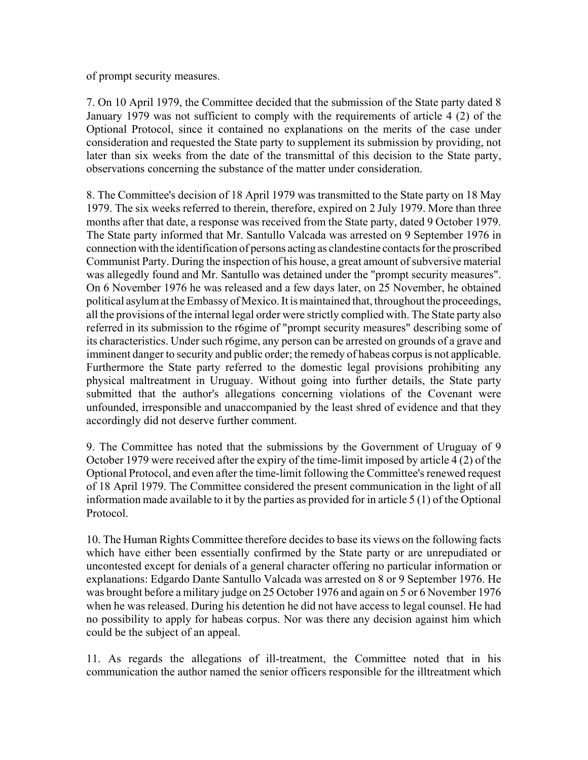of prompt security measures.

7. On 10 April 1979, the Committee decided that the submission of the State party dated 8 January 1979 was not sufficient to comply with the requirements of article 4 (2) of the Optional Protocol, since it contained no explanations on the merits of the case under consideration and requested the State party to supplement its submission by providing, not later than six weeks from the date of the transmittal of this decision to the State party, observations concerning the substance of the matter under consideration.

8. The Committee's decision of 18 April 1979 was transmitted to the State party on 18 May 1979. The six weeks referred to therein, therefore, expired on 2 July 1979. More than three months after that date, a response was received from the State party, dated 9 October 1979. The State party informed that Mr. Santullo Valcada was arrested on 9 September 1976 in connection with the identification of persons acting as clandestine contacts for the proscribed Communist Party. During the inspection of his house, a great amount of subversive material was allegedly found and Mr. Santullo was detained under the "prompt security measures". On 6 November 1976 he was released and a few days later, on 25 November, he obtained political asylum at the Embassy of Mexico. It is maintained that, throughout the proceedings, all the provisions of the internal legal order were strictly complied with. The State party also referred in its submission to the r6gime of "prompt security measures" describing some of its characteristics. Under such r6gime, any person can be arrested on grounds of a grave and imminent danger to security and public order; the remedy of habeas corpus is not applicable. Furthermore the State party referred to the domestic legal provisions prohibiting any physical maltreatment in Uruguay. Without going into further details, the State party submitted that the author's allegations concerning violations of the Covenant were unfounded, irresponsible and unaccompanied by the least shred of evidence and that they accordingly did not deserve further comment.

9. The Committee has noted that the submissions by the Government of Uruguay of 9 October 1979 were received after the expiry of the time-limit imposed by article 4 (2) of the Optional Protocol, and even after the time-limit following the Committee's renewed request of 18 April 1979. The Committee considered the present communication in the light of all information made available to it by the parties as provided for in article 5 (1) of the Optional Protocol.

10. The Human Rights Committee therefore decides to base its views on the following facts which have either been essentially confirmed by the State party or are unrepudiated or uncontested except for denials of a general character offering no particular information or explanations: Edgardo Dante Santullo Valcada was arrested on 8 or 9 September 1976. He was brought before a military judge on 25 October 1976 and again on 5 or 6 November 1976 when he was released. During his detention he did not have access to legal counsel. He had no possibility to apply for habeas corpus. Nor was there any decision against him which could be the subject of an appeal.

11. As regards the allegations of ill-treatment, the Committee noted that in his communication the author named the senior officers responsible for the illtreatment which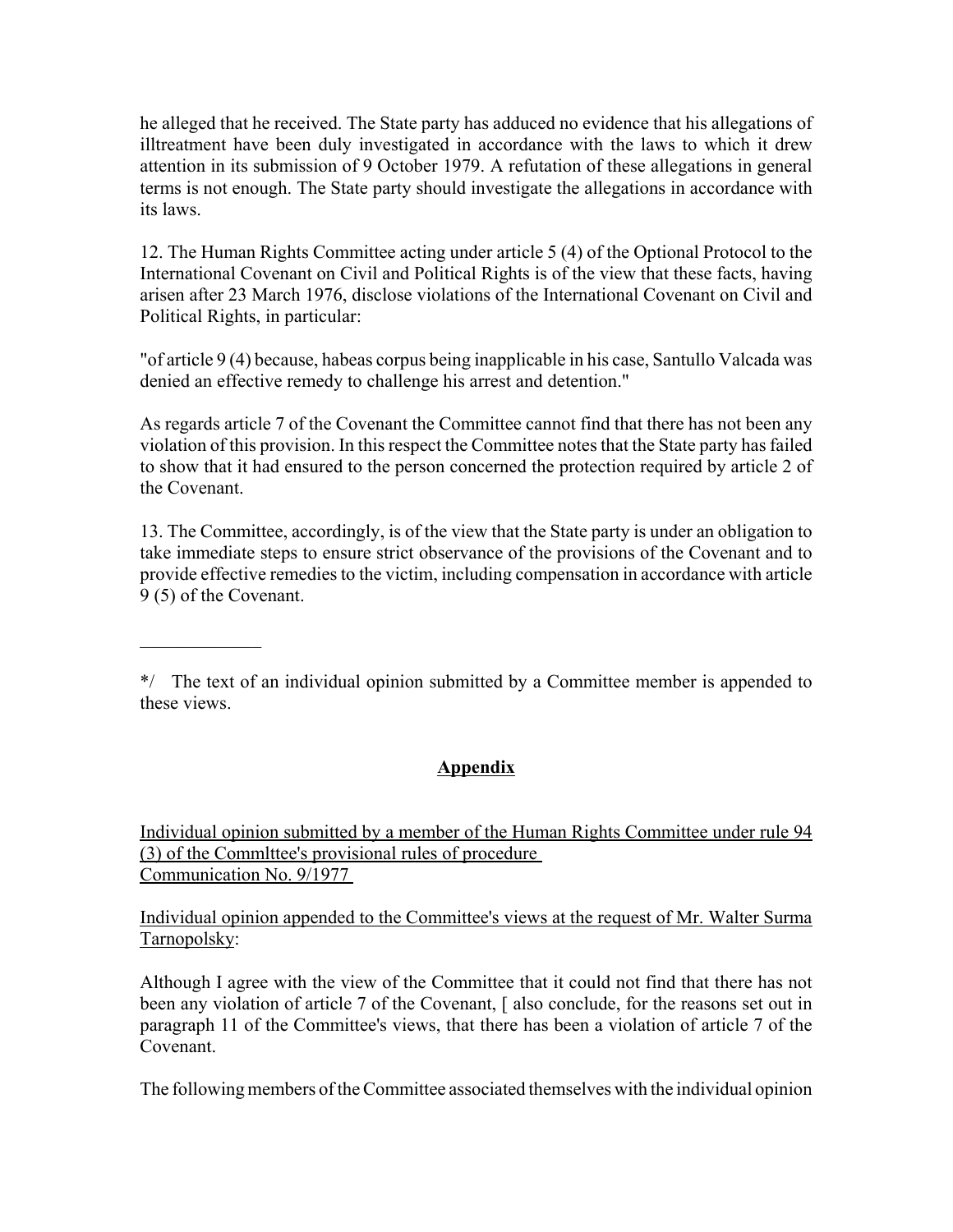he alleged that he received. The State party has adduced no evidence that his allegations of illtreatment have been duly investigated in accordance with the laws to which it drew attention in its submission of 9 October 1979. A refutation of these allegations in general terms is not enough. The State party should investigate the allegations in accordance with its laws.

12. The Human Rights Committee acting under article 5 (4) of the Optional Protocol to the International Covenant on Civil and Political Rights is of the view that these facts, having arisen after 23 March 1976, disclose violations of the International Covenant on Civil and Political Rights, in particular:

"of article 9 (4) because, habeas corpus being inapplicable in his case, Santullo Valcada was denied an effective remedy to challenge his arrest and detention."

As regards article 7 of the Covenant the Committee cannot find that there has not been any violation of this provision. In this respect the Committee notes that the State party has failed to show that it had ensured to the person concerned the protection required by article 2 of the Covenant.

13. The Committee, accordingly, is of the view that the State party is under an obligation to take immediate steps to ensure strict observance of the provisions of the Covenant and to provide effective remedies to the victim, including compensation in accordance with article 9 (5) of the Covenant.

---

*/ The text of an individual opinion submitted by a Committee member is appended to these views.

## Appendix

Individual opinion submitted by a member of the Human Rights Committee under rule 94 (3) of the Commlttee's provisional rules of procedure
Communication No. 9/1977

Individual opinion appended to the Committee's views at the request of Mr. Walter Surma Tarnopolsky:

Although I agree with the view of the Committee that it could not find that there has not been any violation of article 7 of the Covenant, [ also conclude, for the reasons set out in paragraph 11 of the Committee's views, that there has been a violation of article 7 of the Covenant.

The following members of the Committee associated themselves with the individual opinion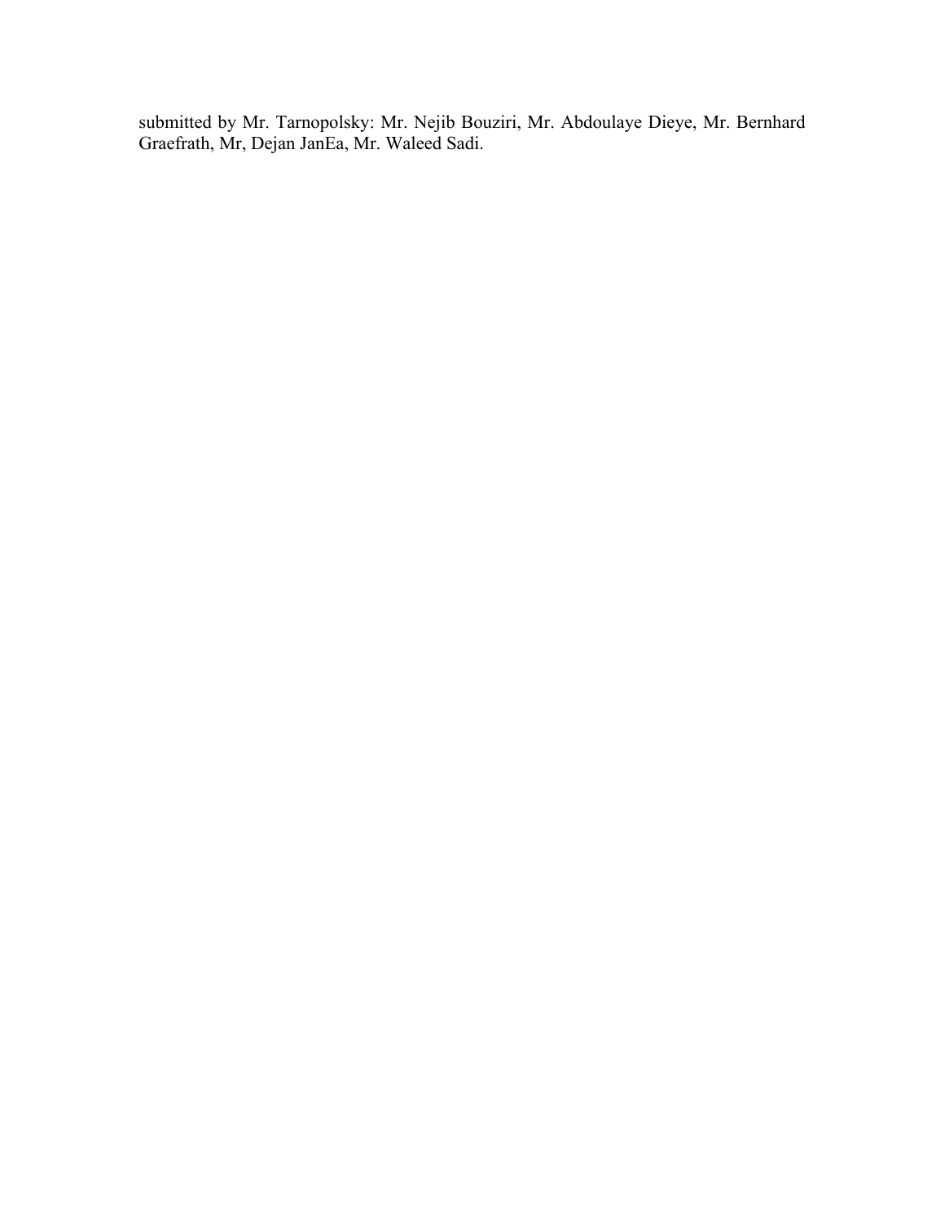submitted by Mr. Tarnopolsky: Mr. Nejib Bouziri, Mr. Abdoulaye Dieye, Mr. Bernhard Graefrath, Mr, Dejan JanEa, Mr. Waleed Sadi.